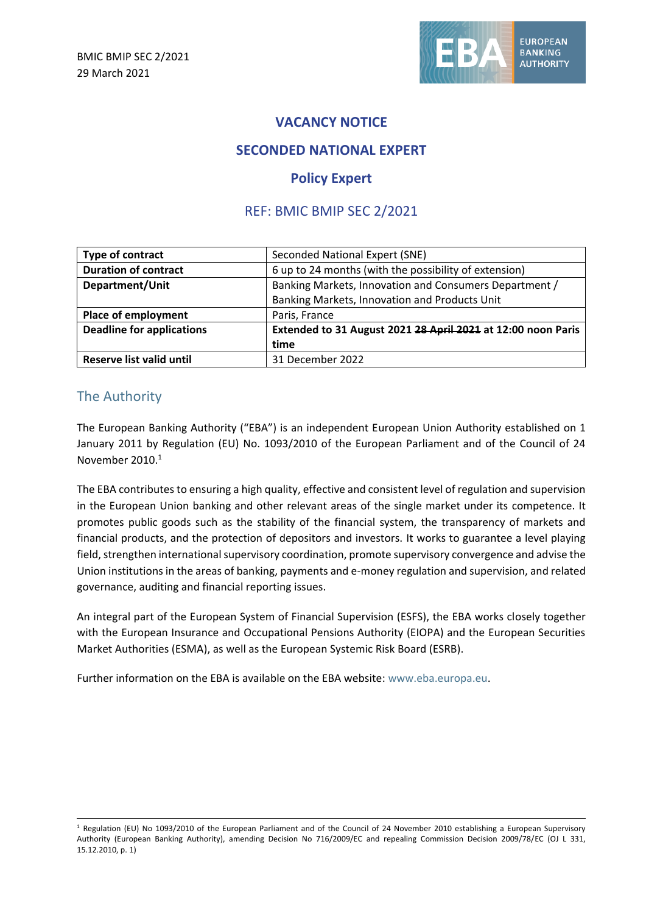BMIC BMIP SEC 2/2021
29 March 2021

# VACANCY NOTICE

## SECONDED NATIONAL EXPERT

## Policy Expert

### REF: BMIC BMIP SEC 2/2021

| | |
|---|---|
| **Type of contract** | Seconded National Expert (SNE) |
| **Duration of contract** | 6 up to 24 months (with the possibility of extension) |
| **Department/Unit** | Banking Markets, Innovation and Consumers Department / Banking Markets, Innovation and Products Unit |
| **Place of employment** | Paris, France |
| **Deadline for applications** | **Extended to 31 August 2021 ~~28 April 2021~~ at 12:00 noon Paris time** |
| **Reserve list valid until** | 31 December 2022 |

## The Authority

The European Banking Authority ("EBA") is an independent European Union Authority established on 1 January 2011 by Regulation (EU) No. 1093/2010 of the European Parliament and of the Council of 24 November 2010.[1]

The EBA contributes to ensuring a high quality, effective and consistent level of regulation and supervision in the European Union banking and other relevant areas of the single market under its competence. It promotes public goods such as the stability of the financial system, the transparency of markets and financial products, and the protection of depositors and investors. It works to guarantee a level playing field, strengthen international supervisory coordination, promote supervisory convergence and advise the Union institutions in the areas of banking, payments and e-money regulation and supervision, and related governance, auditing and financial reporting issues.

An integral part of the European System of Financial Supervision (ESFS), the EBA works closely together with the European Insurance and Occupational Pensions Authority (EIOPA) and the European Securities Market Authorities (ESMA), as well as the European Systemic Risk Board (ESRB).

Further information on the EBA is available on the EBA website: www.eba.europa.eu.

[1] Regulation (EU) No 1093/2010 of the European Parliament and of the Council of 24 November 2010 establishing a European Supervisory Authority (European Banking Authority), amending Decision No 716/2009/EC and repealing Commission Decision 2009/78/EC (OJ L 331, 15.12.2010, p. 1)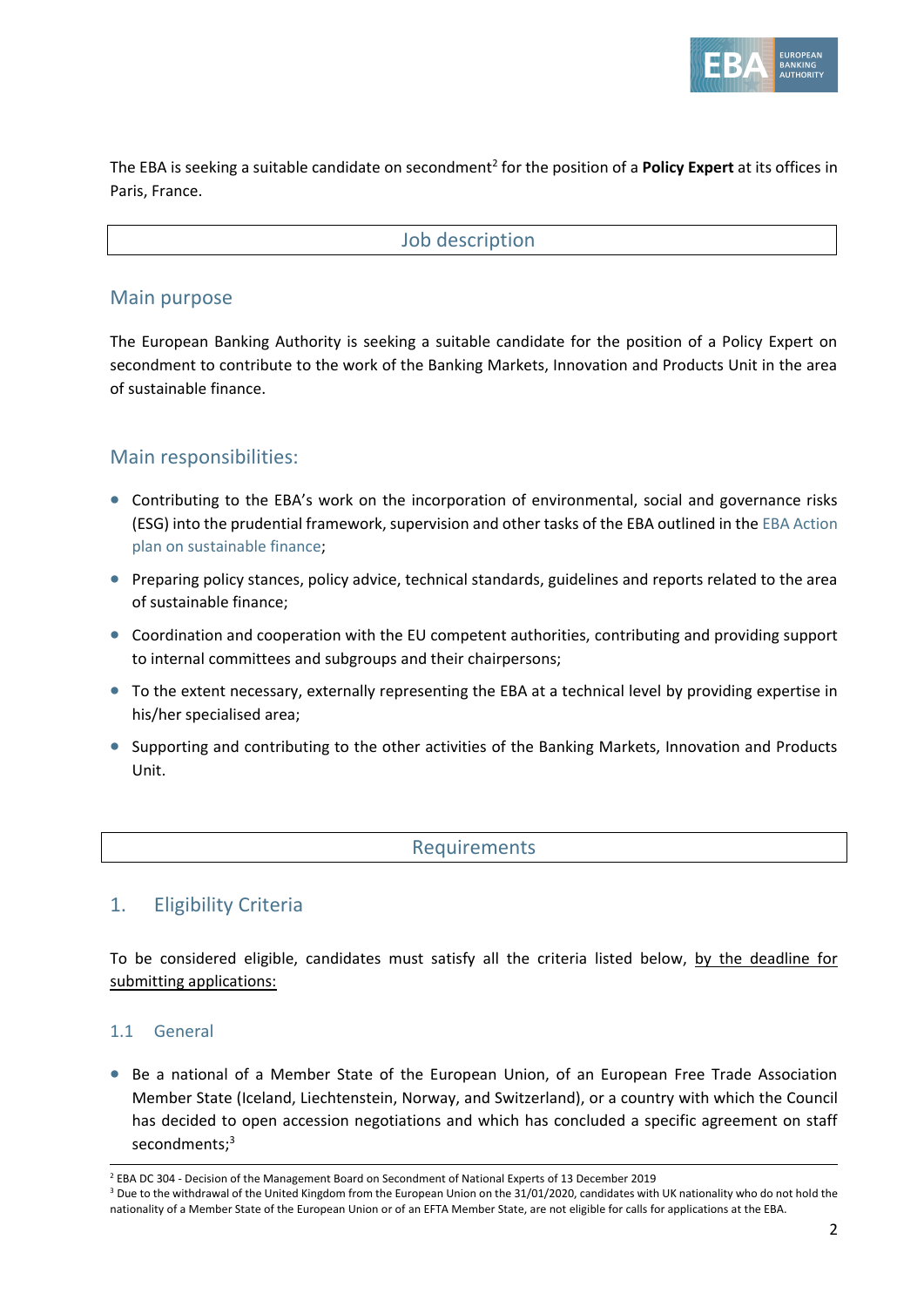The EBA is seeking a suitable candidate on secondment[2] for the position of a **Policy Expert** at its offices in Paris, France.

## Job description

### Main purpose

The European Banking Authority is seeking a suitable candidate for the position of a Policy Expert on secondment to contribute to the work of the Banking Markets, Innovation and Products Unit in the area of sustainable finance.

### Main responsibilities:

- Contributing to the EBA's work on the incorporation of environmental, social and governance risks (ESG) into the prudential framework, supervision and other tasks of the EBA outlined in the EBA Action plan on sustainable finance;
- Preparing policy stances, policy advice, technical standards, guidelines and reports related to the area of sustainable finance;
- Coordination and cooperation with the EU competent authorities, contributing and providing support to internal committees and subgroups and their chairpersons;
- To the extent necessary, externally representing the EBA at a technical level by providing expertise in his/her specialised area;
- Supporting and contributing to the other activities of the Banking Markets, Innovation and Products Unit.

## Requirements

### 1. Eligibility Criteria

To be considered eligible, candidates must satisfy all the criteria listed below, by the deadline for submitting applications:

#### 1.1 General

- Be a national of a Member State of the European Union, of an European Free Trade Association Member State (Iceland, Liechtenstein, Norway, and Switzerland), or a country with which the Council has decided to open accession negotiations and which has concluded a specific agreement on staff secondments;[3]

[2] EBA DC 304 - Decision of the Management Board on Secondment of National Experts of 13 December 2019

[3] Due to the withdrawal of the United Kingdom from the European Union on the 31/01/2020, candidates with UK nationality who do not hold the nationality of a Member State of the European Union or of an EFTA Member State, are not eligible for calls for applications at the EBA.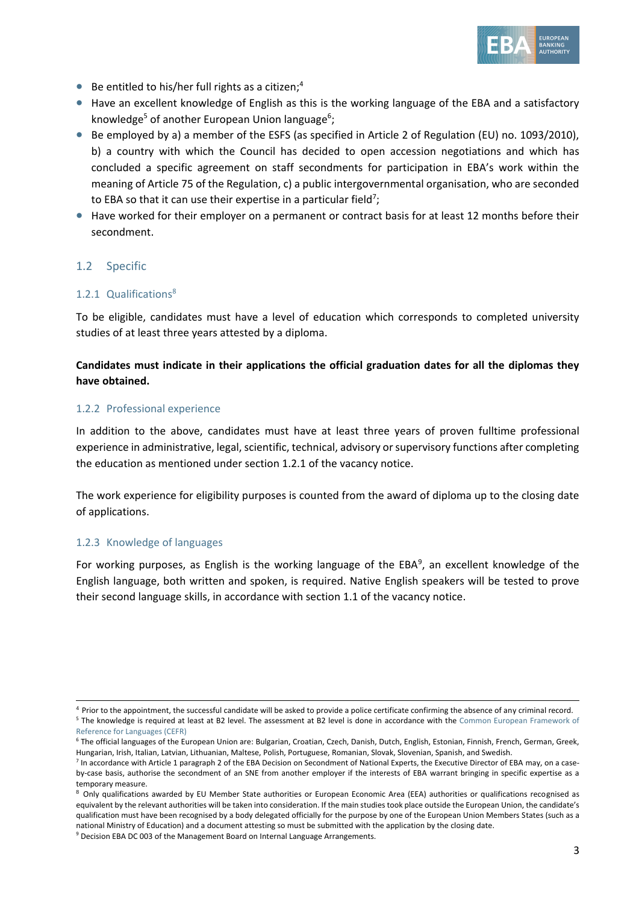- Be entitled to his/her full rights as a citizen;[4]
- Have an excellent knowledge of English as this is the working language of the EBA and a satisfactory knowledge[5] of another European Union language[6];
- Be employed by a) a member of the ESFS (as specified in Article 2 of Regulation (EU) no. 1093/2010), b) a country with which the Council has decided to open accession negotiations and which has concluded a specific agreement on staff secondments for participation in EBA's work within the meaning of Article 75 of the Regulation, c) a public intergovernmental organisation, who are seconded to EBA so that it can use their expertise in a particular field[7];
- Have worked for their employer on a permanent or contract basis for at least 12 months before their secondment.

## 1.2 Specific

### 1.2.1 Qualifications[8]

To be eligible, candidates must have a level of education which corresponds to completed university studies of at least three years attested by a diploma.

**Candidates must indicate in their applications the official graduation dates for all the diplomas they have obtained.**

### 1.2.2 Professional experience

In addition to the above, candidates must have at least three years of proven fulltime professional experience in administrative, legal, scientific, technical, advisory or supervisory functions after completing the education as mentioned under section 1.2.1 of the vacancy notice.

The work experience for eligibility purposes is counted from the award of diploma up to the closing date of applications.

### 1.2.3 Knowledge of languages

For working purposes, as English is the working language of the EBA[9], an excellent knowledge of the English language, both written and spoken, is required. Native English speakers will be tested to prove their second language skills, in accordance with section 1.1 of the vacancy notice.

---

[4] Prior to the appointment, the successful candidate will be asked to provide a police certificate confirming the absence of any criminal record.

[5] The knowledge is required at least at B2 level. The assessment at B2 level is done in accordance with the Common European Framework of Reference for Languages (CEFR)

[6] The official languages of the European Union are: Bulgarian, Croatian, Czech, Danish, Dutch, English, Estonian, Finnish, French, German, Greek, Hungarian, Irish, Italian, Latvian, Lithuanian, Maltese, Polish, Portuguese, Romanian, Slovak, Slovenian, Spanish, and Swedish.

[7] In accordance with Article 1 paragraph 2 of the EBA Decision on Secondment of National Experts, the Executive Director of EBA may, on a case-by-case basis, authorise the secondment of an SNE from another employer if the interests of EBA warrant bringing in specific expertise as a temporary measure.

[8] Only qualifications awarded by EU Member State authorities or European Economic Area (EEA) authorities or qualifications recognised as equivalent by the relevant authorities will be taken into consideration. If the main studies took place outside the European Union, the candidate's qualification must have been recognised by a body delegated officially for the purpose by one of the European Union Members States (such as a national Ministry of Education) and a document attesting so must be submitted with the application by the closing date.

[9] Decision EBA DC 003 of the Management Board on Internal Language Arrangements.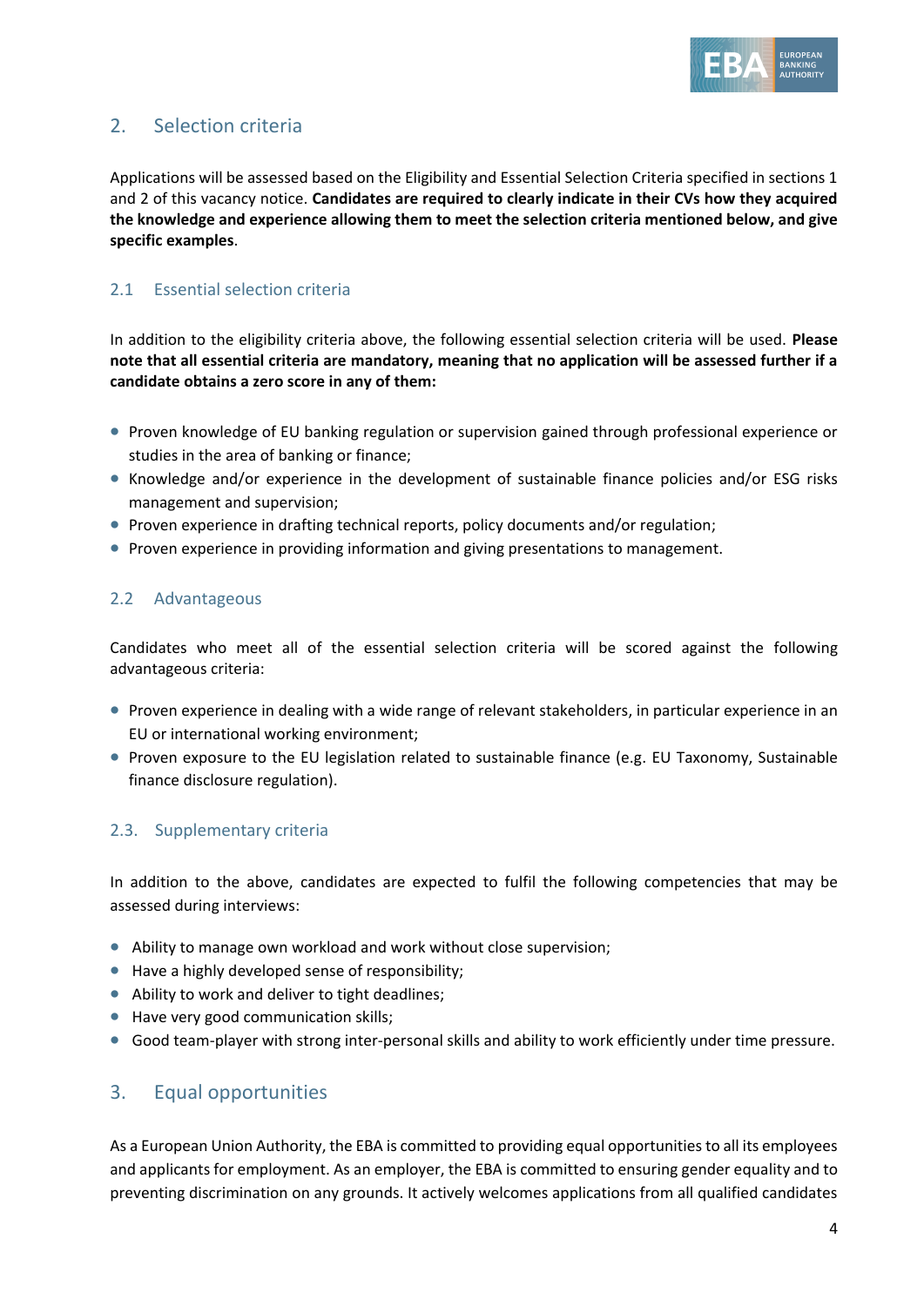## 2. Selection criteria

Applications will be assessed based on the Eligibility and Essential Selection Criteria specified in sections 1 and 2 of this vacancy notice. **Candidates are required to clearly indicate in their CVs how they acquired the knowledge and experience allowing them to meet the selection criteria mentioned below, and give specific examples**.

### 2.1 Essential selection criteria

In addition to the eligibility criteria above, the following essential selection criteria will be used. **Please note that all essential criteria are mandatory, meaning that no application will be assessed further if a candidate obtains a zero score in any of them:**

- Proven knowledge of EU banking regulation or supervision gained through professional experience or studies in the area of banking or finance;
- Knowledge and/or experience in the development of sustainable finance policies and/or ESG risks management and supervision;
- Proven experience in drafting technical reports, policy documents and/or regulation;
- Proven experience in providing information and giving presentations to management.

### 2.2 Advantageous

Candidates who meet all of the essential selection criteria will be scored against the following advantageous criteria:

- Proven experience in dealing with a wide range of relevant stakeholders, in particular experience in an EU or international working environment;
- Proven exposure to the EU legislation related to sustainable finance (e.g. EU Taxonomy, Sustainable finance disclosure regulation).

### 2.3. Supplementary criteria

In addition to the above, candidates are expected to fulfil the following competencies that may be assessed during interviews:

- Ability to manage own workload and work without close supervision;
- Have a highly developed sense of responsibility;
- Ability to work and deliver to tight deadlines;
- Have very good communication skills;
- Good team-player with strong inter-personal skills and ability to work efficiently under time pressure.

## 3. Equal opportunities

As a European Union Authority, the EBA is committed to providing equal opportunities to all its employees and applicants for employment. As an employer, the EBA is committed to ensuring gender equality and to preventing discrimination on any grounds. It actively welcomes applications from all qualified candidates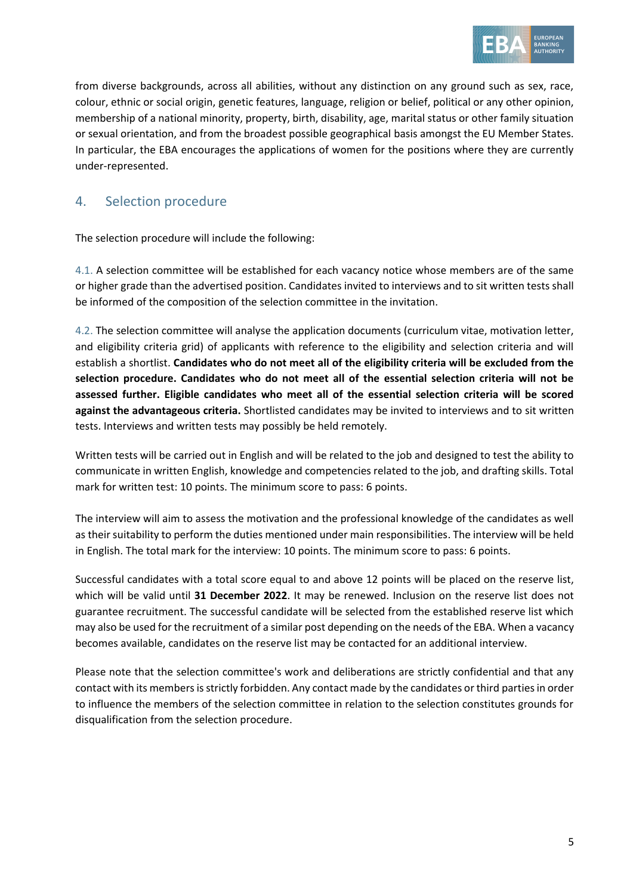from diverse backgrounds, across all abilities, without any distinction on any ground such as sex, race, colour, ethnic or social origin, genetic features, language, religion or belief, political or any other opinion, membership of a national minority, property, birth, disability, age, marital status or other family situation or sexual orientation, and from the broadest possible geographical basis amongst the EU Member States. In particular, the EBA encourages the applications of women for the positions where they are currently under-represented.

## 4. Selection procedure

The selection procedure will include the following:

4.1. A selection committee will be established for each vacancy notice whose members are of the same or higher grade than the advertised position. Candidates invited to interviews and to sit written tests shall be informed of the composition of the selection committee in the invitation.

4.2. The selection committee will analyse the application documents (curriculum vitae, motivation letter, and eligibility criteria grid) of applicants with reference to the eligibility and selection criteria and will establish a shortlist. **Candidates who do not meet all of the eligibility criteria will be excluded from the selection procedure. Candidates who do not meet all of the essential selection criteria will not be assessed further. Eligible candidates who meet all of the essential selection criteria will be scored against the advantageous criteria.** Shortlisted candidates may be invited to interviews and to sit written tests. Interviews and written tests may possibly be held remotely.

Written tests will be carried out in English and will be related to the job and designed to test the ability to communicate in written English, knowledge and competencies related to the job, and drafting skills. Total mark for written test: 10 points. The minimum score to pass: 6 points.

The interview will aim to assess the motivation and the professional knowledge of the candidates as well as their suitability to perform the duties mentioned under main responsibilities. The interview will be held in English. The total mark for the interview: 10 points. The minimum score to pass: 6 points.

Successful candidates with a total score equal to and above 12 points will be placed on the reserve list, which will be valid until **31 December 2022**. It may be renewed. Inclusion on the reserve list does not guarantee recruitment. The successful candidate will be selected from the established reserve list which may also be used for the recruitment of a similar post depending on the needs of the EBA. When a vacancy becomes available, candidates on the reserve list may be contacted for an additional interview.

Please note that the selection committee's work and deliberations are strictly confidential and that any contact with its members is strictly forbidden. Any contact made by the candidates or third parties in order to influence the members of the selection committee in relation to the selection constitutes grounds for disqualification from the selection procedure.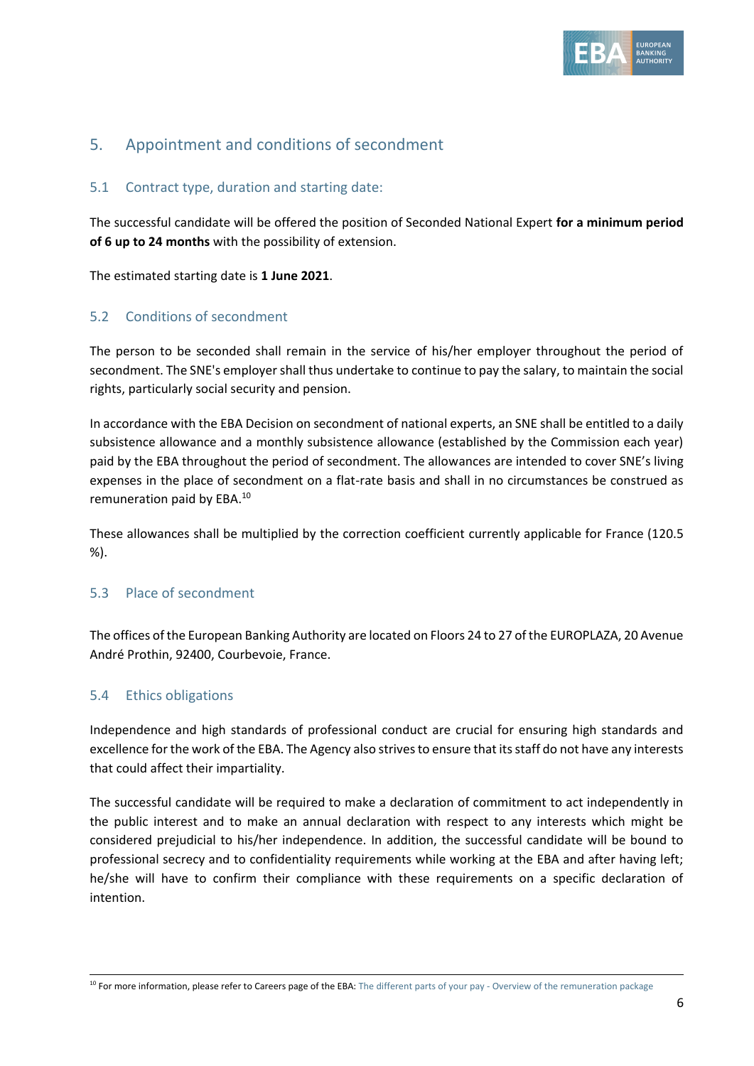# 5. Appointment and conditions of secondment

## 5.1 Contract type, duration and starting date:

The successful candidate will be offered the position of Seconded National Expert **for a minimum period of 6 up to 24 months** with the possibility of extension.

The estimated starting date is **1 June 2021**.

## 5.2 Conditions of secondment

The person to be seconded shall remain in the service of his/her employer throughout the period of secondment. The SNE's employer shall thus undertake to continue to pay the salary, to maintain the social rights, particularly social security and pension.

In accordance with the EBA Decision on secondment of national experts, an SNE shall be entitled to a daily subsistence allowance and a monthly subsistence allowance (established by the Commission each year) paid by the EBA throughout the period of secondment. The allowances are intended to cover SNE's living expenses in the place of secondment on a flat-rate basis and shall in no circumstances be construed as remuneration paid by EBA.[10]

These allowances shall be multiplied by the correction coefficient currently applicable for France (120.5 %).

## 5.3 Place of secondment

The offices of the European Banking Authority are located on Floors 24 to 27 of the EUROPLAZA, 20 Avenue André Prothin, 92400, Courbevoie, France.

## 5.4 Ethics obligations

Independence and high standards of professional conduct are crucial for ensuring high standards and excellence for the work of the EBA. The Agency also strives to ensure that its staff do not have any interests that could affect their impartiality.

The successful candidate will be required to make a declaration of commitment to act independently in the public interest and to make an annual declaration with respect to any interests which might be considered prejudicial to his/her independence. In addition, the successful candidate will be bound to professional secrecy and to confidentiality requirements while working at the EBA and after having left; he/she will have to confirm their compliance with these requirements on a specific declaration of intention.

[10] For more information, please refer to Careers page of the EBA: The different parts of your pay - Overview of the remuneration package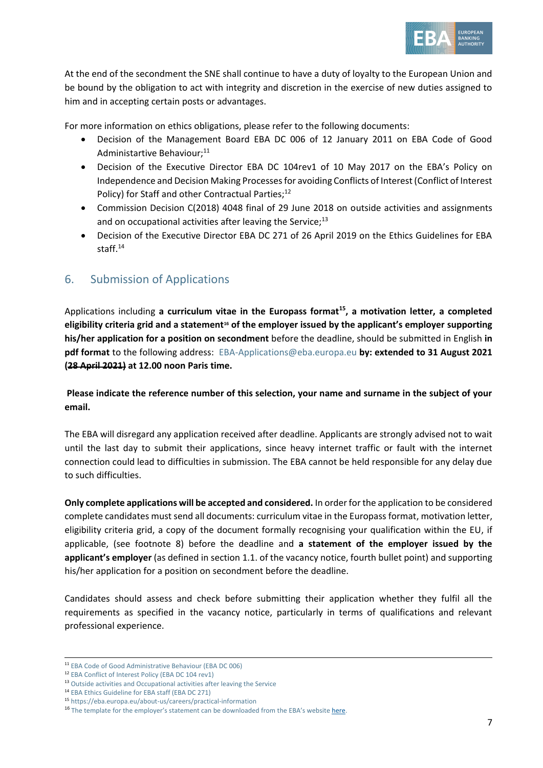At the end of the secondment the SNE shall continue to have a duty of loyalty to the European Union and be bound by the obligation to act with integrity and discretion in the exercise of new duties assigned to him and in accepting certain posts or advantages.

For more information on ethics obligations, please refer to the following documents:

- Decision of the Management Board EBA DC 006 of 12 January 2011 on EBA Code of Good Administartive Behaviour;[11]
- Decision of the Executive Director EBA DC 104rev1 of 10 May 2017 on the EBA's Policy on Independence and Decision Making Processes for avoiding Conflicts of Interest (Conflict of Interest Policy) for Staff and other Contractual Parties;[12]
- Commission Decision C(2018) 4048 final of 29 June 2018 on outside activities and assignments and on occupational activities after leaving the Service;[13]
- Decision of the Executive Director EBA DC 271 of 26 April 2019 on the Ethics Guidelines for EBA staff.[14]

## 6. Submission of Applications

Applications including **a curriculum vitae in the Europass format[15], a motivation letter, a completed eligibility criteria grid and a statement[16] of the employer issued by the applicant's employer supporting his/her application for a position on secondment** before the deadline, should be submitted in English **in pdf format** to the following address: EBA-Applications@eba.europa.eu **by: extended to 31 August 2021 (~~28 April 2021~~) at 12.00 noon Paris time.**

**Please indicate the reference number of this selection, your name and surname in the subject of your email.**

The EBA will disregard any application received after deadline. Applicants are strongly advised not to wait until the last day to submit their applications, since heavy internet traffic or fault with the internet connection could lead to difficulties in submission. The EBA cannot be held responsible for any delay due to such difficulties.

**Only complete applications will be accepted and considered.** In order for the application to be considered complete candidates must send all documents: curriculum vitae in the Europass format, motivation letter, eligibility criteria grid, a copy of the document formally recognising your qualification within the EU, if applicable, (see footnote 8) before the deadline and **a statement of the employer issued by the applicant's employer** (as defined in section 1.1. of the vacancy notice, fourth bullet point) and supporting his/her application for a position on secondment before the deadline.

Candidates should assess and check before submitting their application whether they fulfil all the requirements as specified in the vacancy notice, particularly in terms of qualifications and relevant professional experience.

---

[11] EBA Code of Good Administrative Behaviour (EBA DC 006)

[12] EBA Conflict of Interest Policy (EBA DC 104 rev1)

[13] Outside activities and Occupational activities after leaving the Service

[14] EBA Ethics Guideline for EBA staff (EBA DC 271)

[15] https://eba.europa.eu/about-us/careers/practical-information

[16] The template for the employer's statement can be downloaded from the EBA's website here.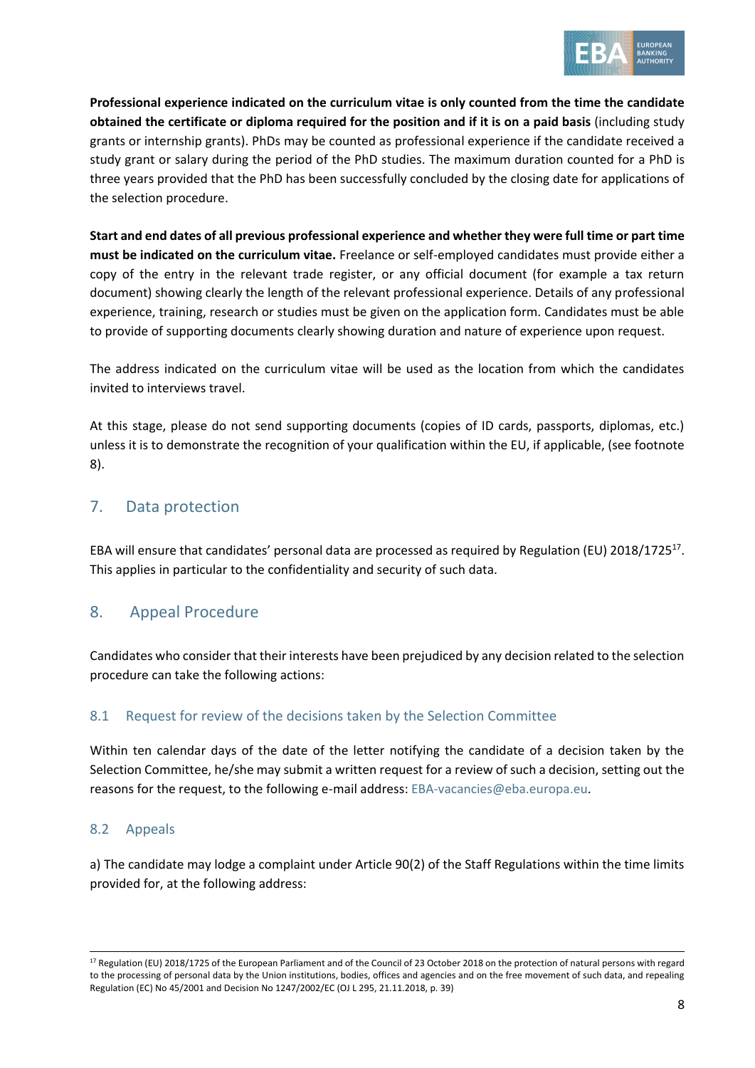**Professional experience indicated on the curriculum vitae is only counted from the time the candidate obtained the certificate or diploma required for the position and if it is on a paid basis** (including study grants or internship grants). PhDs may be counted as professional experience if the candidate received a study grant or salary during the period of the PhD studies. The maximum duration counted for a PhD is three years provided that the PhD has been successfully concluded by the closing date for applications of the selection procedure.

**Start and end dates of all previous professional experience and whether they were full time or part time must be indicated on the curriculum vitae.** Freelance or self-employed candidates must provide either a copy of the entry in the relevant trade register, or any official document (for example a tax return document) showing clearly the length of the relevant professional experience. Details of any professional experience, training, research or studies must be given on the application form. Candidates must be able to provide of supporting documents clearly showing duration and nature of experience upon request.

The address indicated on the curriculum vitae will be used as the location from which the candidates invited to interviews travel.

At this stage, please do not send supporting documents (copies of ID cards, passports, diplomas, etc.) unless it is to demonstrate the recognition of your qualification within the EU, if applicable, (see footnote 8).

## 7. Data protection

EBA will ensure that candidates' personal data are processed as required by Regulation (EU) 2018/1725[17]. This applies in particular to the confidentiality and security of such data.

## 8. Appeal Procedure

Candidates who consider that their interests have been prejudiced by any decision related to the selection procedure can take the following actions:

### 8.1 Request for review of the decisions taken by the Selection Committee

Within ten calendar days of the date of the letter notifying the candidate of a decision taken by the Selection Committee, he/she may submit a written request for a review of such a decision, setting out the reasons for the request, to the following e-mail address: EBA-vacancies@eba.europa.eu.

### 8.2 Appeals

a) The candidate may lodge a complaint under Article 90(2) of the Staff Regulations within the time limits provided for, at the following address:

---

[17] Regulation (EU) 2018/1725 of the European Parliament and of the Council of 23 October 2018 on the protection of natural persons with regard to the processing of personal data by the Union institutions, bodies, offices and agencies and on the free movement of such data, and repealing Regulation (EC) No 45/2001 and Decision No 1247/2002/EC (OJ L 295, 21.11.2018, p. 39)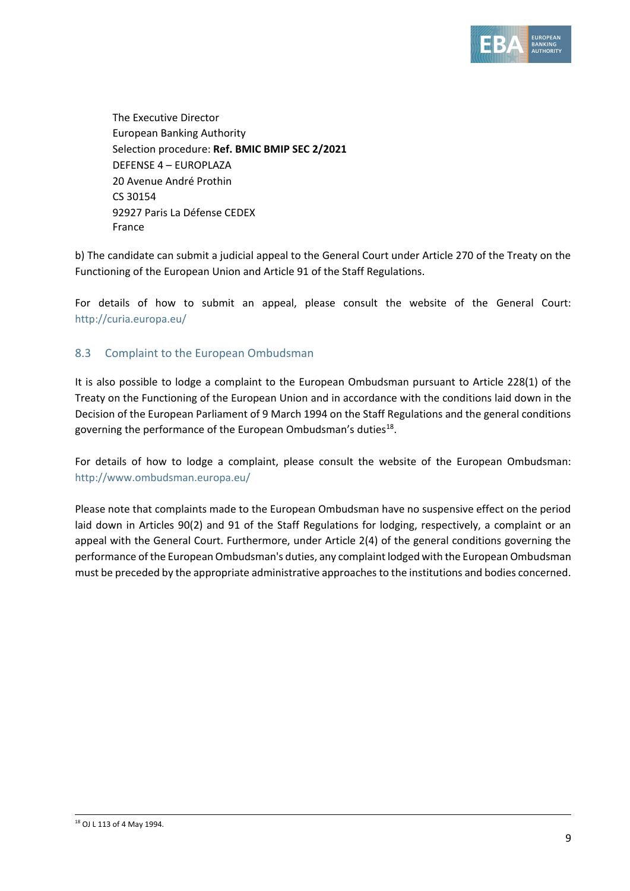The Executive Director
European Banking Authority
Selection procedure: **Ref. BMIC BMIP SEC 2/2021**
DEFENSE 4 – EUROPLAZA
20 Avenue André Prothin
CS 30154
92927 Paris La Défense CEDEX
France

b) The candidate can submit a judicial appeal to the General Court under Article 270 of the Treaty on the Functioning of the European Union and Article 91 of the Staff Regulations.

For details of how to submit an appeal, please consult the website of the General Court: http://curia.europa.eu/

## 8.3 Complaint to the European Ombudsman

It is also possible to lodge a complaint to the European Ombudsman pursuant to Article 228(1) of the Treaty on the Functioning of the European Union and in accordance with the conditions laid down in the Decision of the European Parliament of 9 March 1994 on the Staff Regulations and the general conditions governing the performance of the European Ombudsman's duties[18].

For details of how to lodge a complaint, please consult the website of the European Ombudsman: http://www.ombudsman.europa.eu/

Please note that complaints made to the European Ombudsman have no suspensive effect on the period laid down in Articles 90(2) and 91 of the Staff Regulations for lodging, respectively, a complaint or an appeal with the General Court. Furthermore, under Article 2(4) of the general conditions governing the performance of the European Ombudsman's duties, any complaint lodged with the European Ombudsman must be preceded by the appropriate administrative approaches to the institutions and bodies concerned.

---

[18] OJ L 113 of 4 May 1994.